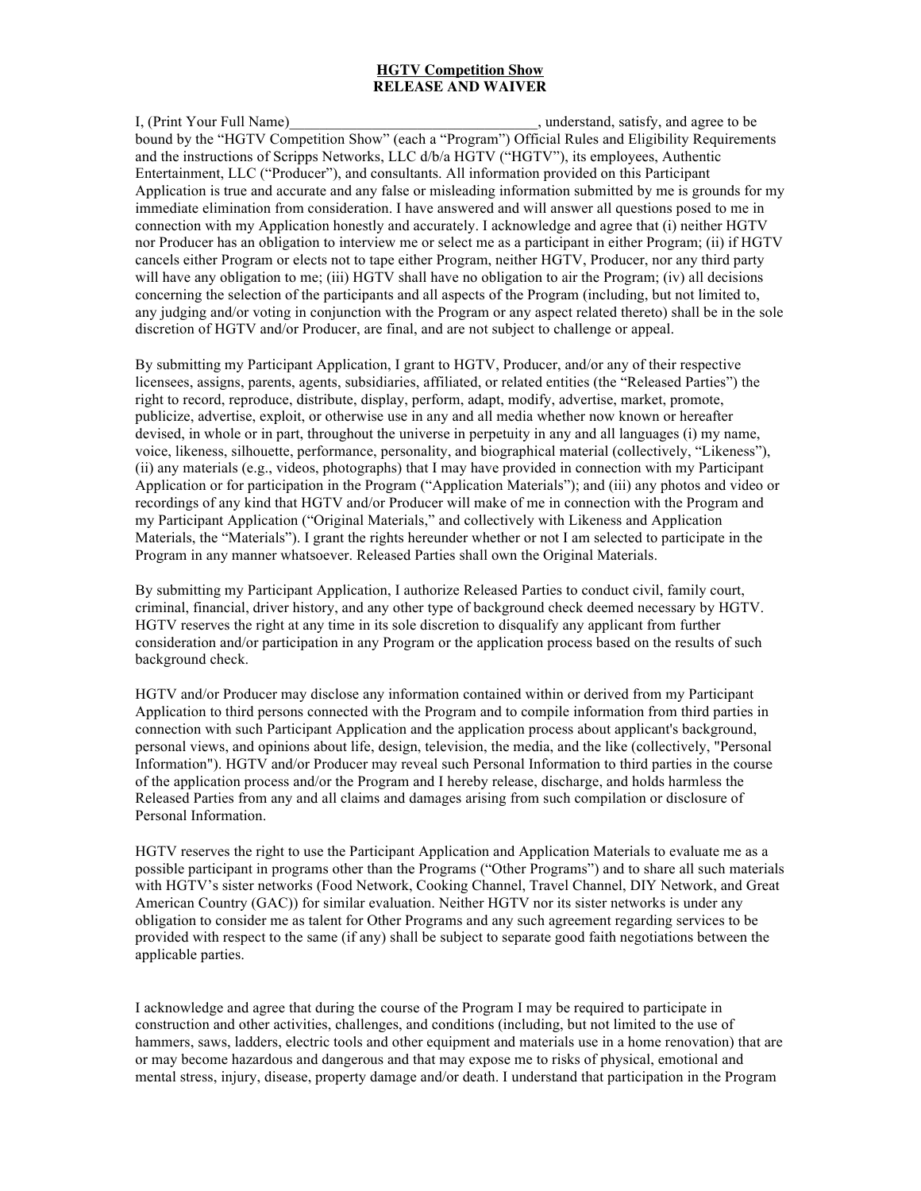**HGTV Competition Show**
**RELEASE AND WAIVER**

I, (Print Your Full Name)_________________________________, understand, satisfy, and agree to be bound by the "HGTV Competition Show" (each a "Program") Official Rules and Eligibility Requirements and the instructions of Scripps Networks, LLC d/b/a HGTV ("HGTV"), its employees, Authentic Entertainment, LLC ("Producer"), and consultants. All information provided on this Participant Application is true and accurate and any false or misleading information submitted by me is grounds for my immediate elimination from consideration. I have answered and will answer all questions posed to me in connection with my Application honestly and accurately. I acknowledge and agree that (i) neither HGTV nor Producer has an obligation to interview me or select me as a participant in either Program; (ii) if HGTV cancels either Program or elects not to tape either Program, neither HGTV, Producer, nor any third party will have any obligation to me; (iii) HGTV shall have no obligation to air the Program; (iv) all decisions concerning the selection of the participants and all aspects of the Program (including, but not limited to, any judging and/or voting in conjunction with the Program or any aspect related thereto) shall be in the sole discretion of HGTV and/or Producer, are final, and are not subject to challenge or appeal.

By submitting my Participant Application, I grant to HGTV, Producer, and/or any of their respective licensees, assigns, parents, agents, subsidiaries, affiliated, or related entities (the "Released Parties") the right to record, reproduce, distribute, display, perform, adapt, modify, advertise, market, promote, publicize, advertise, exploit, or otherwise use in any and all media whether now known or hereafter devised, in whole or in part, throughout the universe in perpetuity in any and all languages (i) my name, voice, likeness, silhouette, performance, personality, and biographical material (collectively, "Likeness"), (ii) any materials (e.g., videos, photographs) that I may have provided in connection with my Participant Application or for participation in the Program ("Application Materials"); and (iii) any photos and video or recordings of any kind that HGTV and/or Producer will make of me in connection with the Program and my Participant Application ("Original Materials," and collectively with Likeness and Application Materials, the "Materials"). I grant the rights hereunder whether or not I am selected to participate in the Program in any manner whatsoever. Released Parties shall own the Original Materials.

By submitting my Participant Application, I authorize Released Parties to conduct civil, family court, criminal, financial, driver history, and any other type of background check deemed necessary by HGTV. HGTV reserves the right at any time in its sole discretion to disqualify any applicant from further consideration and/or participation in any Program or the application process based on the results of such background check.

HGTV and/or Producer may disclose any information contained within or derived from my Participant Application to third persons connected with the Program and to compile information from third parties in connection with such Participant Application and the application process about applicant's background, personal views, and opinions about life, design, television, the media, and the like (collectively, "Personal Information"). HGTV and/or Producer may reveal such Personal Information to third parties in the course of the application process and/or the Program and I hereby release, discharge, and holds harmless the Released Parties from any and all claims and damages arising from such compilation or disclosure of Personal Information.

HGTV reserves the right to use the Participant Application and Application Materials to evaluate me as a possible participant in programs other than the Programs ("Other Programs") and to share all such materials with HGTV's sister networks (Food Network, Cooking Channel, Travel Channel, DIY Network, and Great American Country (GAC)) for similar evaluation. Neither HGTV nor its sister networks is under any obligation to consider me as talent for Other Programs and any such agreement regarding services to be provided with respect to the same (if any) shall be subject to separate good faith negotiations between the applicable parties.

I acknowledge and agree that during the course of the Program I may be required to participate in construction and other activities, challenges, and conditions (including, but not limited to the use of hammers, saws, ladders, electric tools and other equipment and materials use in a home renovation) that are or may become hazardous and dangerous and that may expose me to risks of physical, emotional and mental stress, injury, disease, property damage and/or death. I understand that participation in the Program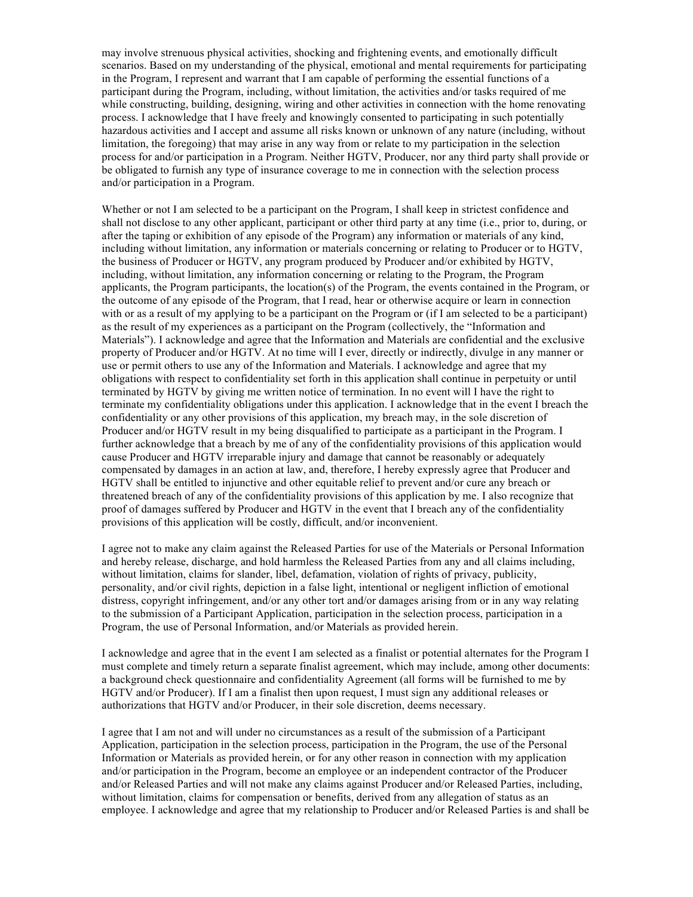may involve strenuous physical activities, shocking and frightening events, and emotionally difficult scenarios. Based on my understanding of the physical, emotional and mental requirements for participating in the Program, I represent and warrant that I am capable of performing the essential functions of a participant during the Program, including, without limitation, the activities and/or tasks required of me while constructing, building, designing, wiring and other activities in connection with the home renovating process. I acknowledge that I have freely and knowingly consented to participating in such potentially hazardous activities and I accept and assume all risks known or unknown of any nature (including, without limitation, the foregoing) that may arise in any way from or relate to my participation in the selection process for and/or participation in a Program. Neither HGTV, Producer, nor any third party shall provide or be obligated to furnish any type of insurance coverage to me in connection with the selection process and/or participation in a Program.

Whether or not I am selected to be a participant on the Program, I shall keep in strictest confidence and shall not disclose to any other applicant, participant or other third party at any time (i.e., prior to, during, or after the taping or exhibition of any episode of the Program) any information or materials of any kind, including without limitation, any information or materials concerning or relating to Producer or to HGTV, the business of Producer or HGTV, any program produced by Producer and/or exhibited by HGTV, including, without limitation, any information concerning or relating to the Program, the Program applicants, the Program participants, the location(s) of the Program, the events contained in the Program, or the outcome of any episode of the Program, that I read, hear or otherwise acquire or learn in connection with or as a result of my applying to be a participant on the Program or (if I am selected to be a participant) as the result of my experiences as a participant on the Program (collectively, the "Information and Materials"). I acknowledge and agree that the Information and Materials are confidential and the exclusive property of Producer and/or HGTV. At no time will I ever, directly or indirectly, divulge in any manner or use or permit others to use any of the Information and Materials. I acknowledge and agree that my obligations with respect to confidentiality set forth in this application shall continue in perpetuity or until terminated by HGTV by giving me written notice of termination. In no event will I have the right to terminate my confidentiality obligations under this application. I acknowledge that in the event I breach the confidentiality or any other provisions of this application, my breach may, in the sole discretion of Producer and/or HGTV result in my being disqualified to participate as a participant in the Program. I further acknowledge that a breach by me of any of the confidentiality provisions of this application would cause Producer and HGTV irreparable injury and damage that cannot be reasonably or adequately compensated by damages in an action at law, and, therefore, I hereby expressly agree that Producer and HGTV shall be entitled to injunctive and other equitable relief to prevent and/or cure any breach or threatened breach of any of the confidentiality provisions of this application by me. I also recognize that proof of damages suffered by Producer and HGTV in the event that I breach any of the confidentiality provisions of this application will be costly, difficult, and/or inconvenient.

I agree not to make any claim against the Released Parties for use of the Materials or Personal Information and hereby release, discharge, and hold harmless the Released Parties from any and all claims including, without limitation, claims for slander, libel, defamation, violation of rights of privacy, publicity, personality, and/or civil rights, depiction in a false light, intentional or negligent infliction of emotional distress, copyright infringement, and/or any other tort and/or damages arising from or in any way relating to the submission of a Participant Application, participation in the selection process, participation in a Program, the use of Personal Information, and/or Materials as provided herein.

I acknowledge and agree that in the event I am selected as a finalist or potential alternates for the Program I must complete and timely return a separate finalist agreement, which may include, among other documents: a background check questionnaire and confidentiality Agreement (all forms will be furnished to me by HGTV and/or Producer). If I am a finalist then upon request, I must sign any additional releases or authorizations that HGTV and/or Producer, in their sole discretion, deems necessary.

I agree that I am not and will under no circumstances as a result of the submission of a Participant Application, participation in the selection process, participation in the Program, the use of the Personal Information or Materials as provided herein, or for any other reason in connection with my application and/or participation in the Program, become an employee or an independent contractor of the Producer and/or Released Parties and will not make any claims against Producer and/or Released Parties, including, without limitation, claims for compensation or benefits, derived from any allegation of status as an employee. I acknowledge and agree that my relationship to Producer and/or Released Parties is and shall be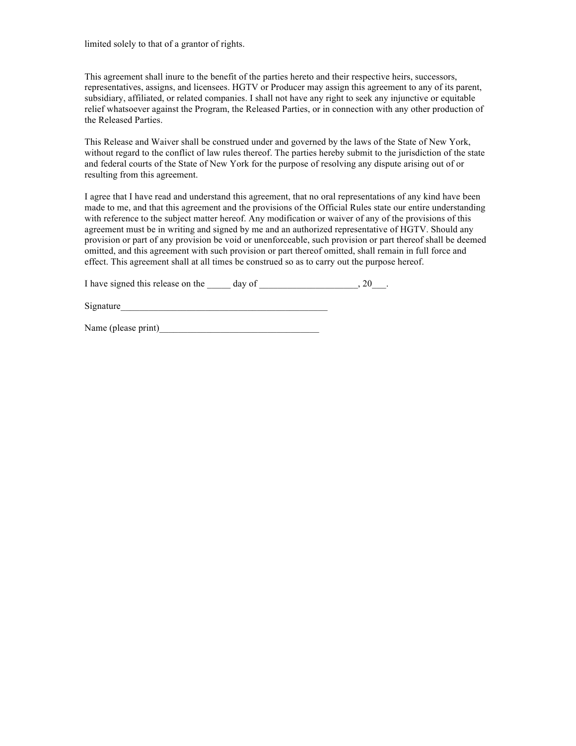limited solely to that of a grantor of rights.

This agreement shall inure to the benefit of the parties hereto and their respective heirs, successors, representatives, assigns, and licensees. HGTV or Producer may assign this agreement to any of its parent, subsidiary, affiliated, or related companies. I shall not have any right to seek any injunctive or equitable relief whatsoever against the Program, the Released Parties, or in connection with any other production of the Released Parties.

This Release and Waiver shall be construed under and governed by the laws of the State of New York, without regard to the conflict of law rules thereof. The parties hereby submit to the jurisdiction of the state and federal courts of the State of New York for the purpose of resolving any dispute arising out of or resulting from this agreement.

I agree that I have read and understand this agreement, that no oral representations of any kind have been made to me, and that this agreement and the provisions of the Official Rules state our entire understanding with reference to the subject matter hereof. Any modification or waiver of any of the provisions of this agreement must be in writing and signed by me and an authorized representative of HGTV. Should any provision or part of any provision be void or unenforceable, such provision or part thereof shall be deemed omitted, and this agreement with such provision or part thereof omitted, shall remain in full force and effect. This agreement shall at all times be construed so as to carry out the purpose hereof.

I have signed this release on the _____ day of _____________________, 20___.

Signature_____________________________________________

Name (please print)__________________________________